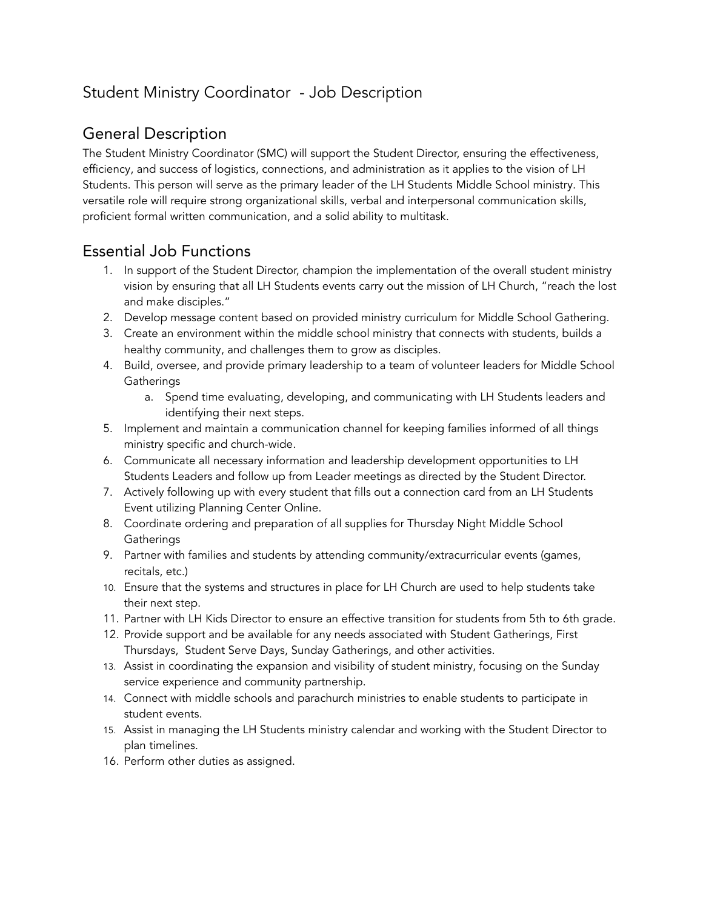# Student Ministry Coordinator - Job Description

## General Description

The Student Ministry Coordinator (SMC) will support the Student Director, ensuring the effectiveness, efficiency, and success of logistics, connections, and administration as it applies to the vision of LH Students. This person will serve as the primary leader of the LH Students Middle School ministry. This versatile role will require strong organizational skills, verbal and interpersonal communication skills, proficient formal written communication, and a solid ability to multitask.

## Essential Job Functions

1. In support of the Student Director, champion the implementation of the overall student ministry vision by ensuring that all LH Students events carry out the mission of LH Church, "reach the lost and make disciples."
2. Develop message content based on provided ministry curriculum for Middle School Gathering.
3. Create an environment within the middle school ministry that connects with students, builds a healthy community, and challenges them to grow as disciples.
4. Build, oversee, and provide primary leadership to a team of volunteer leaders for Middle School Gatherings
    a. Spend time evaluating, developing, and communicating with LH Students leaders and identifying their next steps.
5. Implement and maintain a communication channel for keeping families informed of all things ministry specific and church-wide.
6. Communicate all necessary information and leadership development opportunities to LH Students Leaders and follow up from Leader meetings as directed by the Student Director.
7. Actively following up with every student that fills out a connection card from an LH Students Event utilizing Planning Center Online.
8. Coordinate ordering and preparation of all supplies for Thursday Night Middle School Gatherings
9. Partner with families and students by attending community/extracurricular events (games, recitals, etc.)
10. Ensure that the systems and structures in place for LH Church are used to help students take their next step.
11. Partner with LH Kids Director to ensure an effective transition for students from 5th to 6th grade.
12. Provide support and be available for any needs associated with Student Gatherings, First Thursdays, Student Serve Days, Sunday Gatherings, and other activities.
13. Assist in coordinating the expansion and visibility of student ministry, focusing on the Sunday service experience and community partnership.
14. Connect with middle schools and parachurch ministries to enable students to participate in student events.
15. Assist in managing the LH Students ministry calendar and working with the Student Director to plan timelines.
16. Perform other duties as assigned.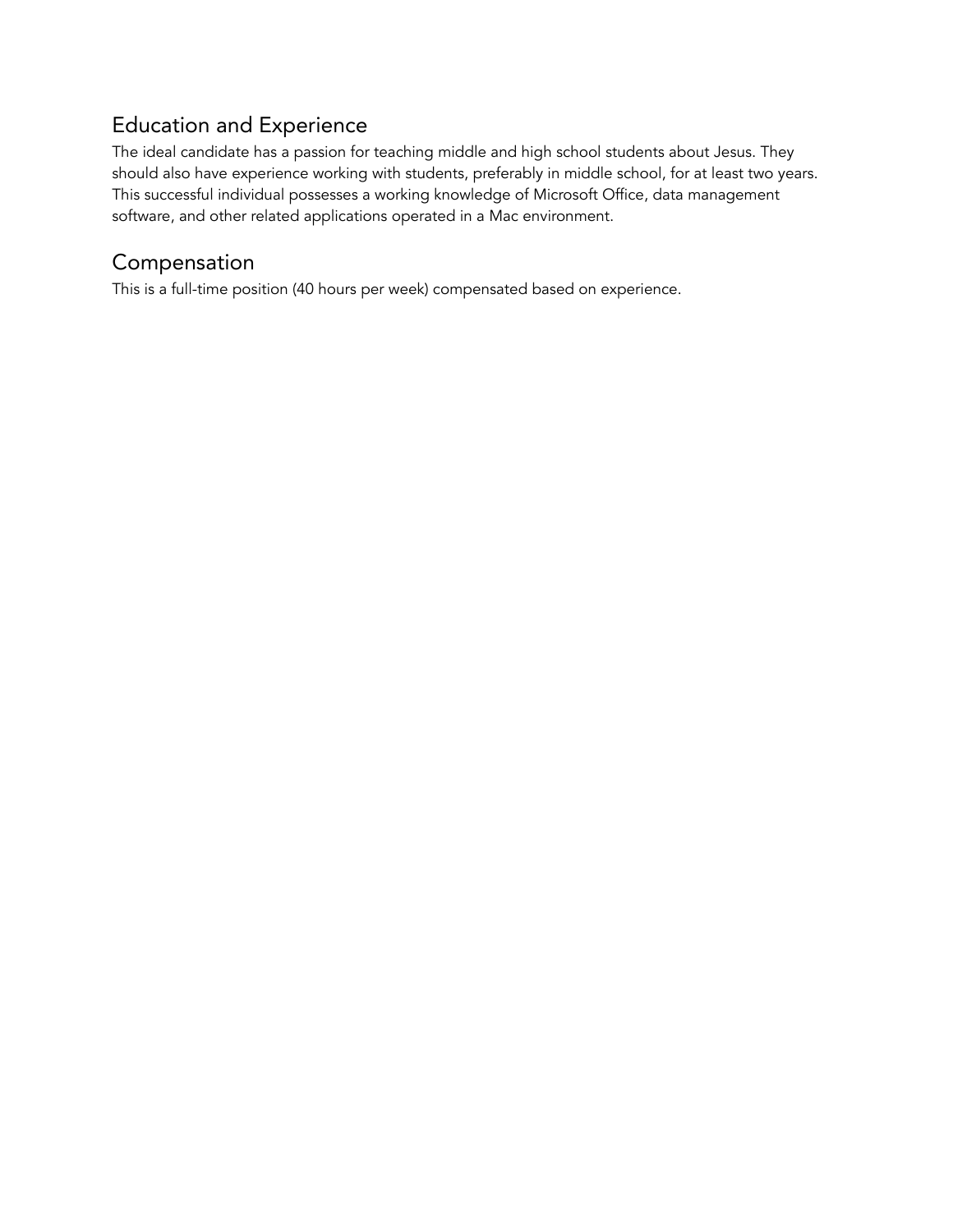## Education and Experience

The ideal candidate has a passion for teaching middle and high school students about Jesus. They should also have experience working with students, preferably in middle school, for at least two years. This successful individual possesses a working knowledge of Microsoft Office, data management software, and other related applications operated in a Mac environment.

## Compensation

This is a full-time position (40 hours per week) compensated based on experience.